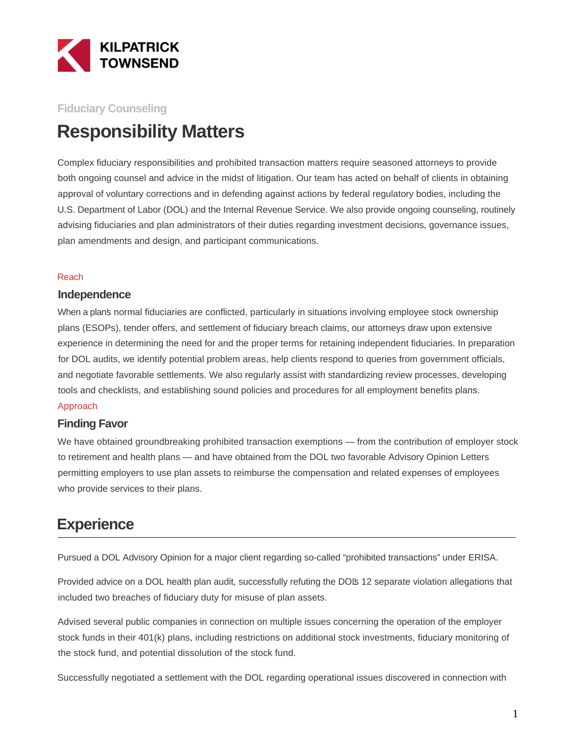KILPATRICK TOWNSEND

Fiduciary Counseling

# Responsibility Matters

Complex fiduciary responsibilities and prohibited transaction matters require seasoned attorneys to provide both ongoing counsel and advice in the midst of litigation. Our team has acted on behalf of clients in obtaining approval of voluntary corrections and in defending against actions by federal regulatory bodies, including the U.S. Department of Labor (DOL) and the Internal Revenue Service. We also provide ongoing counseling, routinely advising fiduciaries and plan administrators of their duties regarding investment decisions, governance issues, plan amendments and design, and participant communications.

Reach

### Independence

When a plan's normal fiduciaries are conflicted, particularly in situations involving employee stock ownership plans (ESOPs), tender offers, and settlement of fiduciary breach claims, our attorneys draw upon extensive experience in determining the need for and the proper terms for retaining independent fiduciaries. In preparation for DOL audits, we identify potential problem areas, help clients respond to queries from government officials, and negotiate favorable settlements. We also regularly assist with standardizing review processes, developing tools and checklists, and establishing sound policies and procedures for all employment benefits plans.

Approach

### Finding Favor

We have obtained groundbreaking prohibited transaction exemptions — from the contribution of employer stock to retirement and health plans — and have obtained from the DOL two favorable Advisory Opinion Letters permitting employers to use plan assets to reimburse the compensation and related expenses of employees who provide services to their plans.

## Experience

Pursued a DOL Advisory Opinion for a major client regarding so-called "prohibited transactions" under ERISA.

Provided advice on a DOL health plan audit, successfully refuting the DOL's 12 separate violation allegations that included two breaches of fiduciary duty for misuse of plan assets.

Advised several public companies in connection on multiple issues concerning the operation of the employer stock funds in their 401(k) plans, including restrictions on additional stock investments, fiduciary monitoring of the stock fund, and potential dissolution of the stock fund.

Successfully negotiated a settlement with the DOL regarding operational issues discovered in connection with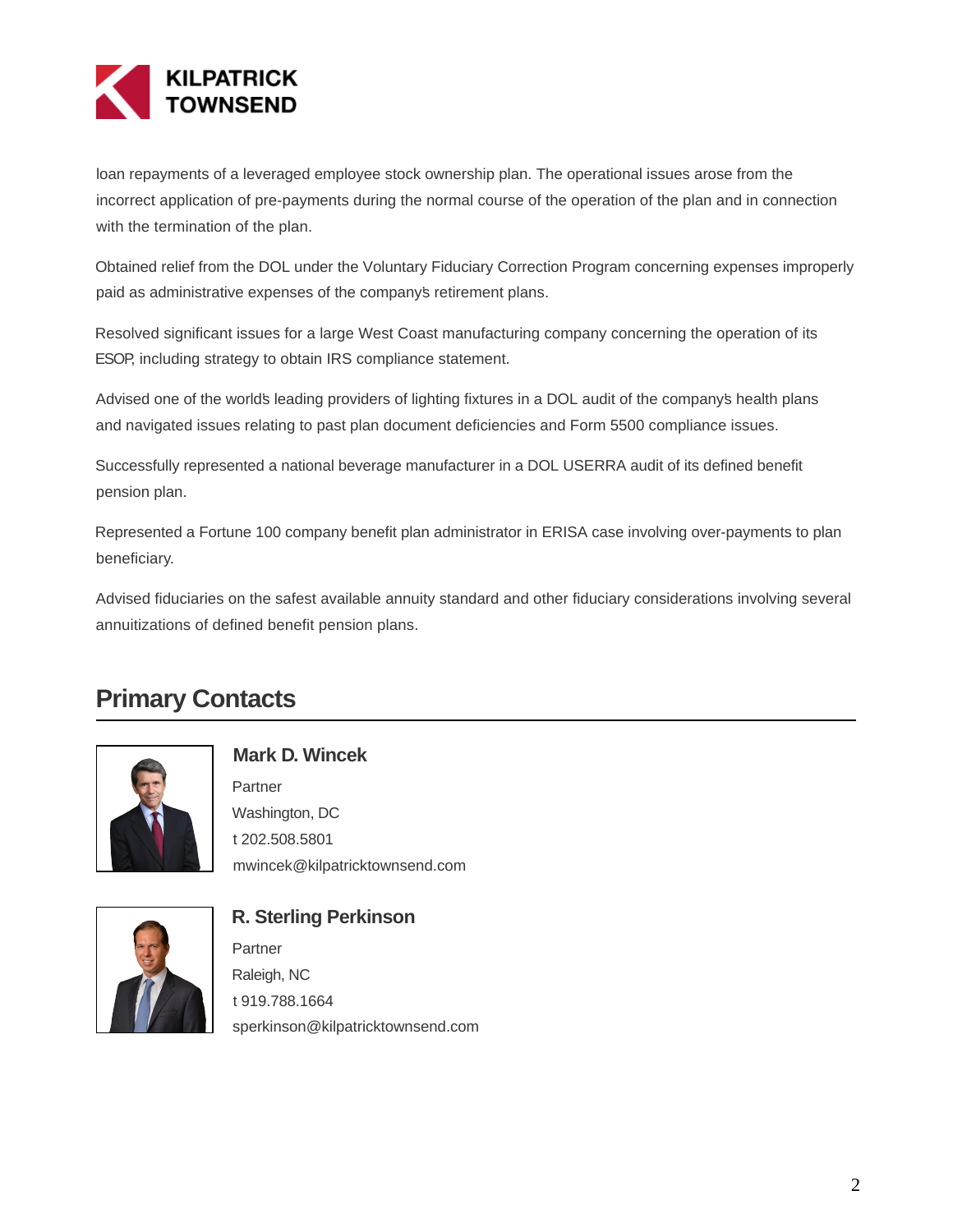loan repayments of a leveraged employee stock ownership plan. The operational issues arose from the incorrect application of pre-payments during the normal course of the operation of the plan and in connection with the termination of the plan.

Obtained relief from the DOL under the Voluntary Fiduciary Correction Program concerning expenses improperly paid as administrative expenses of the company's retirement plans.

Resolved significant issues for a large West Coast manufacturing company concerning the operation of its ESOP, including strategy to obtain IRS compliance statement.

Advised one of the world's leading providers of lighting fixtures in a DOL audit of the company's health plans and navigated issues relating to past plan document deficiencies and Form 5500 compliance issues.

Successfully represented a national beverage manufacturer in a DOL USERRA audit of its defined benefit pension plan.

Represented a Fortune 100 company benefit plan administrator in ERISA case involving over-payments to plan beneficiary.

Advised fiduciaries on the safest available annuity standard and other fiduciary considerations involving several annuitizations of defined benefit pension plans.

## Primary Contacts

### Mark D. Wincek

Partner

Washington, DC

t 202.508.5801

mwincek@kilpatricktownsend.com

### R. Sterling Perkinson

Partner

Raleigh, NC

t 919.788.1664

sperkinson@kilpatricktownsend.com